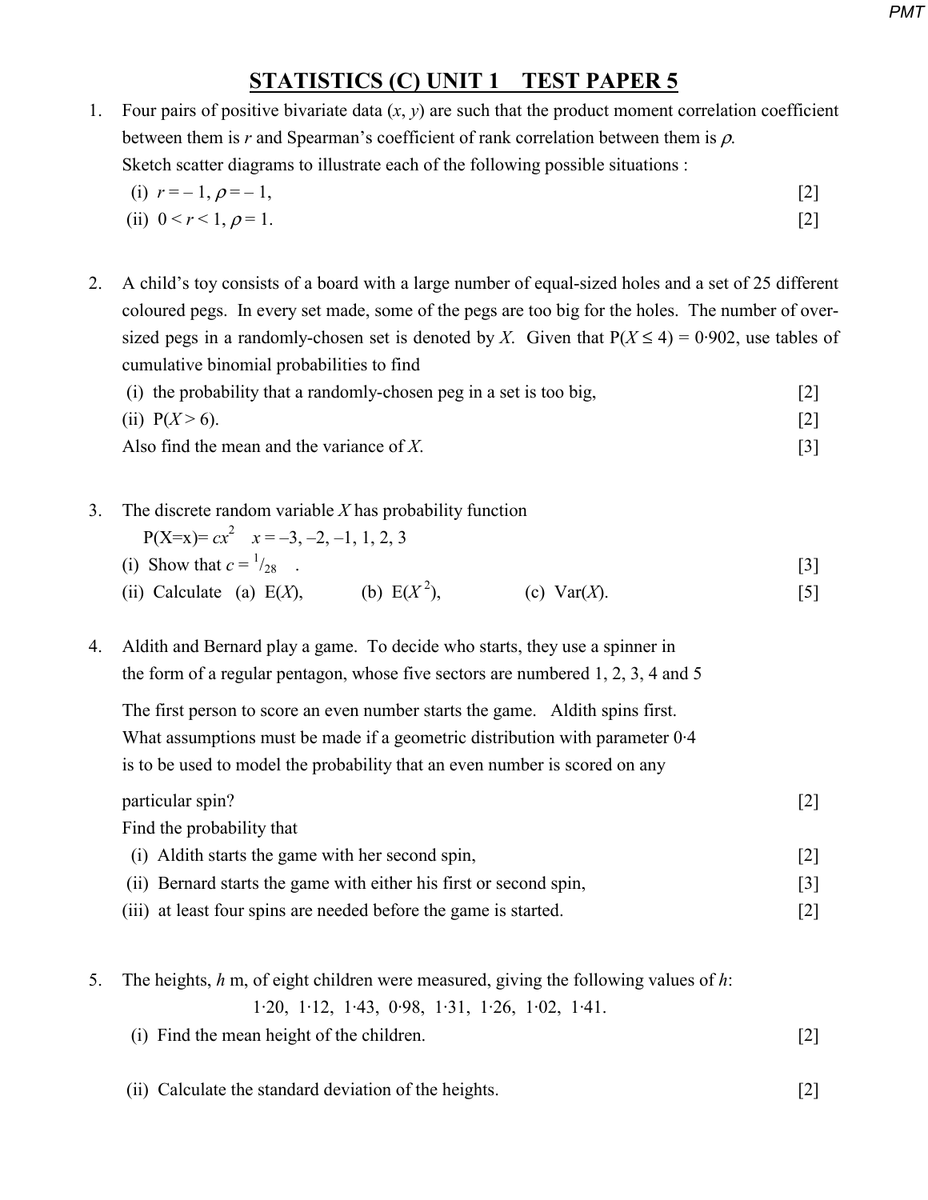# STATISTICS (C) UNIT 1 TEST PAPER 5

1. Four pairs of positive bivariate data $(x, y)$ are such that the product moment correlation coefficient between them is $r$ and Spearman's coefficient of rank correlation between them is $\rho$.
   Sketch scatter diagrams to illustrate each of the following possible situations :
   (i) $r = -1, \rho = -1$, [2]
   (ii) $0 < r < 1, \rho = 1$. [2]

2. A child's toy consists of a board with a large number of equal-sized holes and a set of 25 different coloured pegs. In every set made, some of the pegs are too big for the holes. The number of over-sized pegs in a randomly-chosen set is denoted by $X$. Given that $P(X \leq 4) = 0{\cdot}902$, use tables of cumulative binomial probabilities to find
   (i) the probability that a randomly-chosen peg in a set is too big, [2]
   (ii) $P(X > 6)$. [2]
   Also find the mean and the variance of $X$. [3]

3. The discrete random variable $X$ has probability function
   $P(X=x) = cx^2 \quad x = -3, -2, -1, 1, 2, 3$
   (i) Show that $c = {}^{1}/_{28}$ . [3]
   (ii) Calculate (a) $E(X)$, (b) $E(X^2)$, (c) $Var(X)$. [5]

4. Aldith and Bernard play a game. To decide who starts, they use a spinner in the form of a regular pentagon, whose five sectors are numbered 1, 2, 3, 4 and 5

   The first person to score an even number starts the game. Aldith spins first. What assumptions must be made if a geometric distribution with parameter 0·4 is to be used to model the probability that an even number is scored on any particular spin? [2]
   Find the probability that
   (i) Aldith starts the game with her second spin, [2]
   (ii) Bernard starts the game with either his first or second spin, [3]
   (iii) at least four spins are needed before the game is started. [2]

5. The heights, $h$ m, of eight children were measured, giving the following values of $h$:
   1·20, 1·12, 1·43, 0·98, 1·31, 1·26, 1·02, 1·41.
   (i) Find the mean height of the children. [2]

   (ii) Calculate the standard deviation of the heights. [2]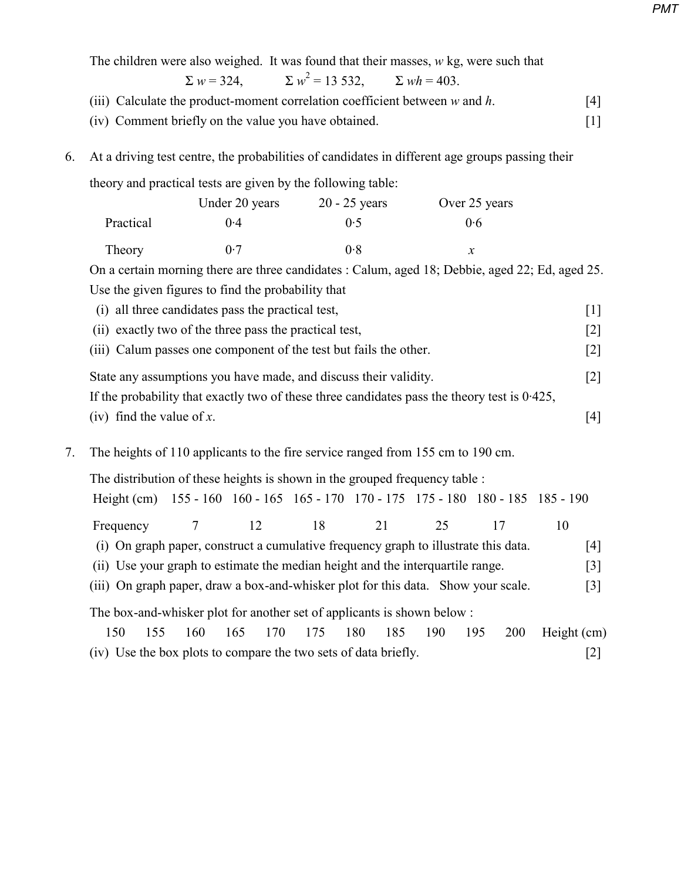The children were also weighed. It was found that their masses, $w$ kg, were such that

$$\Sigma w = 324, \qquad \Sigma w^2 = 13\,532, \qquad \Sigma wh = 403.$$

(iii) Calculate the product-moment correlation coefficient between $w$ and $h$. [4]

(iv) Comment briefly on the value you have obtained. [1]

6. At a driving test centre, the probabilities of candidates in different age groups passing their theory and practical tests are given by the following table:

| | Under 20 years | 20 - 25 years | Over 25 years |
|---|---|---|---|
| Practical | 0·4 | 0·5 | 0·6 |
| Theory | 0·7 | 0·8 | $x$ |

On a certain morning there are three candidates : Calum, aged 18; Debbie, aged 22; Ed, aged 25.
Use the given figures to find the probability that

(i) all three candidates pass the practical test, [1]

(ii) exactly two of the three pass the practical test, [2]

(iii) Calum passes one component of the test but fails the other. [2]

State any assumptions you have made, and discuss their validity. [2]

If the probability that exactly two of these three candidates pass the theory test is 0·425,

(iv) find the value of $x$. [4]

7. The heights of 110 applicants to the fire service ranged from 155 cm to 190 cm.

The distribution of these heights is shown in the grouped frequency table :

| Height (cm) | 155 - 160 | 160 - 165 | 165 - 170 | 170 - 175 | 175 - 180 | 180 - 185 | 185 - 190 |
|---|---|---|---|---|---|---|---|
| Frequency | 7 | 12 | 18 | 21 | 25 | 17 | 10 |

(i) On graph paper, construct a cumulative frequency graph to illustrate this data. [4]

(ii) Use your graph to estimate the median height and the interquartile range. [3]

(iii) On graph paper, draw a box-and-whisker plot for this data. Show your scale. [3]

The box-and-whisker plot for another set of applicants is shown below :

150 155 160 165 170 175 180 185 190 195 200 Height (cm)

(iv) Use the box plots to compare the two sets of data briefly. [2]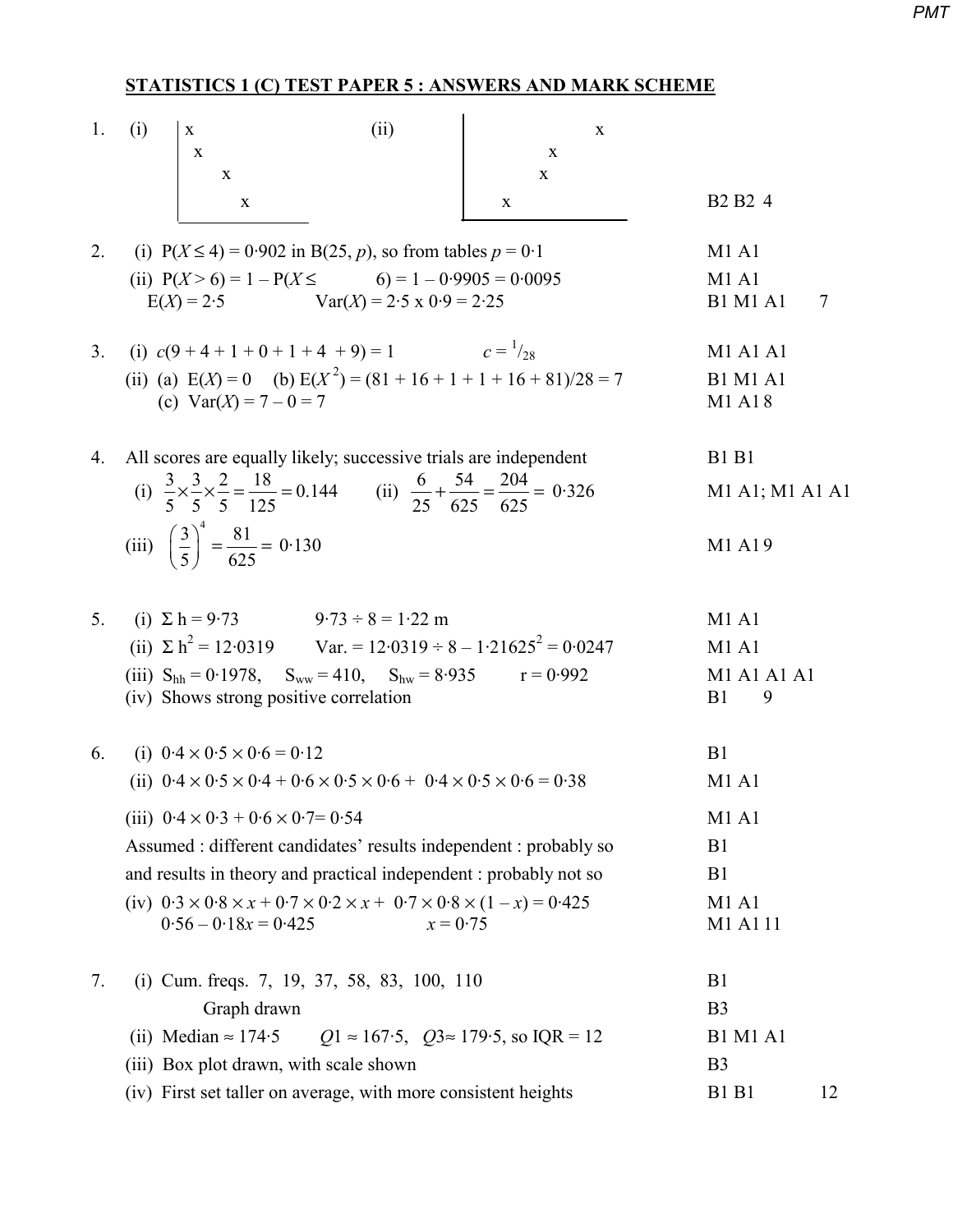## STATISTICS 1 (C) TEST PAPER 5 : ANSWERS AND MARK SCHEME

1. (i) (ii) B2 B2 4

x
x
x
x

x
x
x
x

2. (i) $P(X \leq 4) = 0{\cdot}902$ in $B(25, p)$, so from tables $p = 0{\cdot}1$ — M1 A1
   (ii) $P(X > 6) = 1 - P(X \leq 6) = 1 - 0{\cdot}9905 = 0{\cdot}0095$ — M1 A1
   $E(X) = 2{\cdot}5$ $\quad$ $\text{Var}(X) = 2{\cdot}5 \times 0{\cdot}9 = 2{\cdot}25$ — B1 M1 A1 7

3. (i) $c(9 + 4 + 1 + 0 + 1 + 4 + 9) = 1$ $\quad$ $c = {}^1/_{28}$ — M1 A1 A1
   (ii) (a) $E(X) = 0$ (b) $E(X^2) = (81 + 16 + 1 + 1 + 16 + 81)/28 = 7$ — B1 M1 A1
   (c) $\text{Var}(X) = 7 - 0 = 7$ — M1 A1 8

4. All scores are equally likely; successive trials are independent — B1 B1
   (i) $\frac{3}{5} \times \frac{3}{5} \times \frac{2}{5} = \frac{18}{125} = 0.144$ $\quad$ (ii) $\frac{6}{25} + \frac{54}{625} = \frac{204}{625} = 0{\cdot}326$ — M1 A1; M1 A1 A1
   (iii) $\left(\frac{3}{5}\right)^4 = \frac{81}{625} = 0{\cdot}130$ — M1 A1 9

5. (i) $\Sigma h = 9{\cdot}73$ $\quad$ $9{\cdot}73 \div 8 = 1{\cdot}22$ m — M1 A1
   (ii) $\Sigma h^2 = 12{\cdot}0319$ $\quad$ Var. $= 12{\cdot}0319 \div 8 - 1{\cdot}21625^2 = 0{\cdot}0247$ — M1 A1
   (iii) $S_{hh} = 0{\cdot}1978$, $\quad S_{ww} = 410$, $\quad S_{hw} = 8{\cdot}935$ $\quad$ $r = 0{\cdot}992$ — M1 A1 A1 A1
   (iv) Shows strong positive correlation — B1 9

6. (i) $0{\cdot}4 \times 0{\cdot}5 \times 0{\cdot}6 = 0{\cdot}12$ — B1
   (ii) $0{\cdot}4 \times 0{\cdot}5 \times 0{\cdot}4 + 0{\cdot}6 \times 0{\cdot}5 \times 0{\cdot}6 + 0{\cdot}4 \times 0{\cdot}5 \times 0{\cdot}6 = 0{\cdot}38$ — M1 A1
   (iii) $0{\cdot}4 \times 0{\cdot}3 + 0{\cdot}6 \times 0{\cdot}7 = 0{\cdot}54$ — M1 A1
   Assumed : different candidates' results independent : probably so — B1
   and results in theory and practical independent : probably not so — B1
   (iv) $0{\cdot}3 \times 0{\cdot}8 \times x + 0{\cdot}7 \times 0{\cdot}2 \times x + 0{\cdot}7 \times 0{\cdot}8 \times (1 - x) = 0{\cdot}425$ — M1 A1
   $0{\cdot}56 - 0{\cdot}18x = 0{\cdot}425$ $\quad$ $x = 0{\cdot}75$ — M1 A1 11

7. (i) Cum. freqs. 7, 19, 37, 58, 83, 100, 110 — B1
   Graph drawn — B3
   (ii) Median $\approx 174{\cdot}5$ $\quad$ $Q1 \approx 167{\cdot}5$, $Q3 \approx 179{\cdot}5$, so IQR = 12 — B1 M1 A1
   (iii) Box plot drawn, with scale shown — B3
   (iv) First set taller on average, with more consistent heights — B1 B1 12